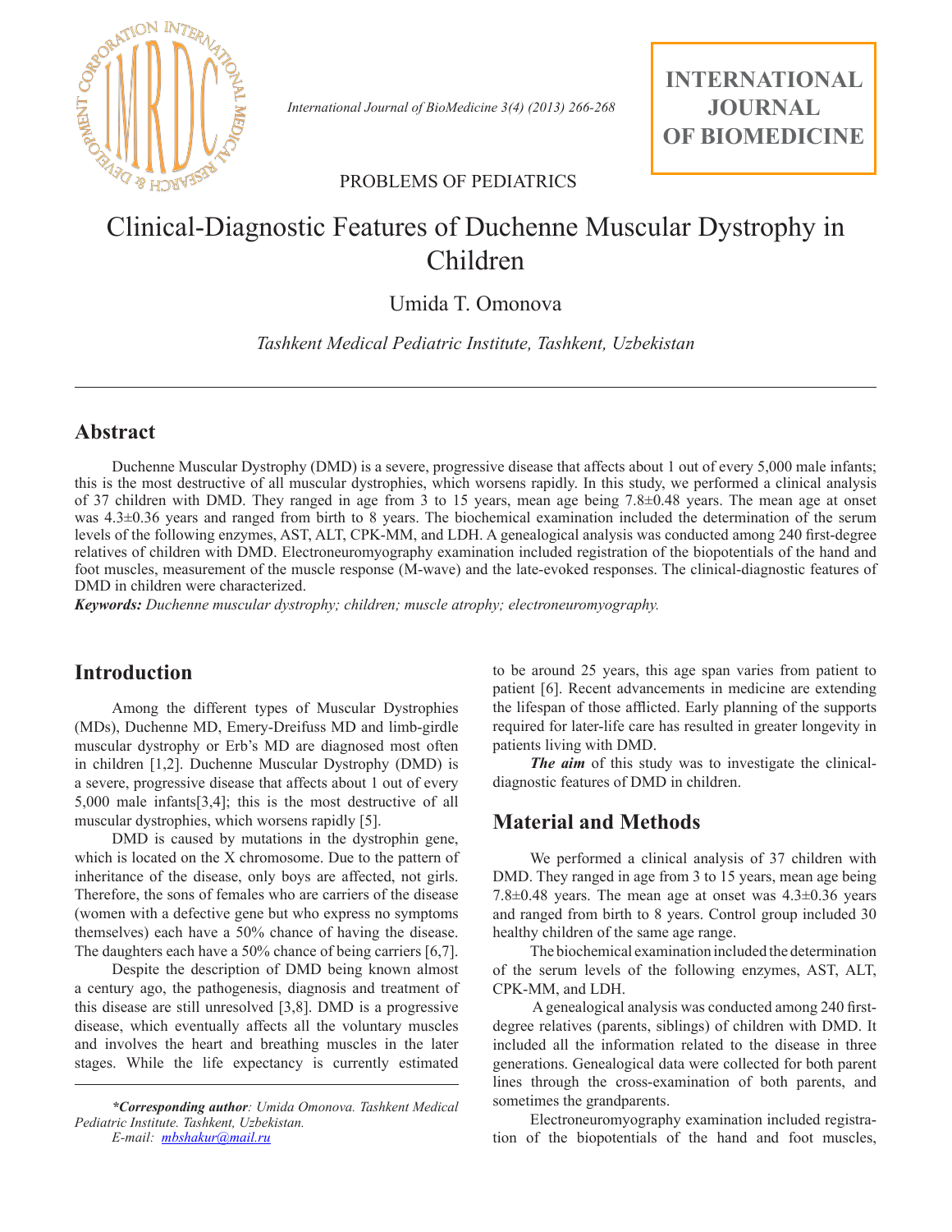PROBLEMS OF PEDIATRICS

# Clinical-Diagnostic Features of Duchenne Muscular Dystrophy in Children

Umida T. Omonova

*Tashkent Medical Pediatric Institute, Tashkent, Uzbekistan*

## Abstract

Duchenne Muscular Dystrophy (DMD) is a severe, progressive disease that affects about 1 out of every 5,000 male infants; this is the most destructive of all muscular dystrophies, which worsens rapidly. In this study, we performed a clinical analysis of 37 children with DMD. They ranged in age from 3 to 15 years, mean age being 7.8±0.48 years. The mean age at onset was 4.3±0.36 years and ranged from birth to 8 years. The biochemical examination included the determination of the serum levels of the following enzymes, AST, ALT, CPK-MM, and LDH. A genealogical analysis was conducted among 240 first-degree relatives of children with DMD. Electroneuromyography examination included registration of the biopotentials of the hand and foot muscles, measurement of the muscle response (M-wave) and the late-evoked responses. The clinical-diagnostic features of DMD in children were characterized.

***Keywords:*** *Duchenne muscular dystrophy; children; muscle atrophy; electroneuromyography.*

## Introduction

Among the different types of Muscular Dystrophies (MDs), Duchenne MD, Emery-Dreifuss MD and limb-girdle muscular dystrophy or Erb's MD are diagnosed most often in children [1,2]. Duchenne Muscular Dystrophy (DMD) is a severe, progressive disease that affects about 1 out of every 5,000 male infants[3,4]; this is the most destructive of all muscular dystrophies, which worsens rapidly [5].

DMD is caused by mutations in the dystrophin gene, which is located on the X chromosome. Due to the pattern of inheritance of the disease, only boys are affected, not girls. Therefore, the sons of females who are carriers of the disease (women with a defective gene but who express no symptoms themselves) each have a 50% chance of having the disease. The daughters each have a 50% chance of being carriers [6,7].

Despite the description of DMD being known almost a century ago, the pathogenesis, diagnosis and treatment of this disease are still unresolved [3,8]. DMD is a progressive disease, which eventually affects all the voluntary muscles and involves the heart and breathing muscles in the later stages. While the life expectancy is currently estimated to be around 25 years, this age span varies from patient to patient [6]. Recent advancements in medicine are extending the lifespan of those afflicted. Early planning of the supports required for later-life care has resulted in greater longevity in patients living with DMD.

***The aim*** of this study was to investigate the clinical-diagnostic features of DMD in children.

## Material and Methods

We performed a clinical analysis of 37 children with DMD. They ranged in age from 3 to 15 years, mean age being 7.8±0.48 years. The mean age at onset was 4.3±0.36 years and ranged from birth to 8 years. Control group included 30 healthy children of the same age range.

The biochemical examination included the determination of the serum levels of the following enzymes, AST, ALT, CPK-MM, and LDH.

A genealogical analysis was conducted among 240 first-degree relatives (parents, siblings) of children with DMD. It included all the information related to the disease in three generations. Genealogical data were collected for both parent lines through the cross-examination of both parents, and sometimes the grandparents.

Electroneuromyography examination included registration of the biopotentials of the hand and foot muscles,

***Corresponding author**: Umida Omonova. Tashkent Medical Pediatric Institute. Tashkent, Uzbekistan.*
*E-mail: mbshakur@mail.ru*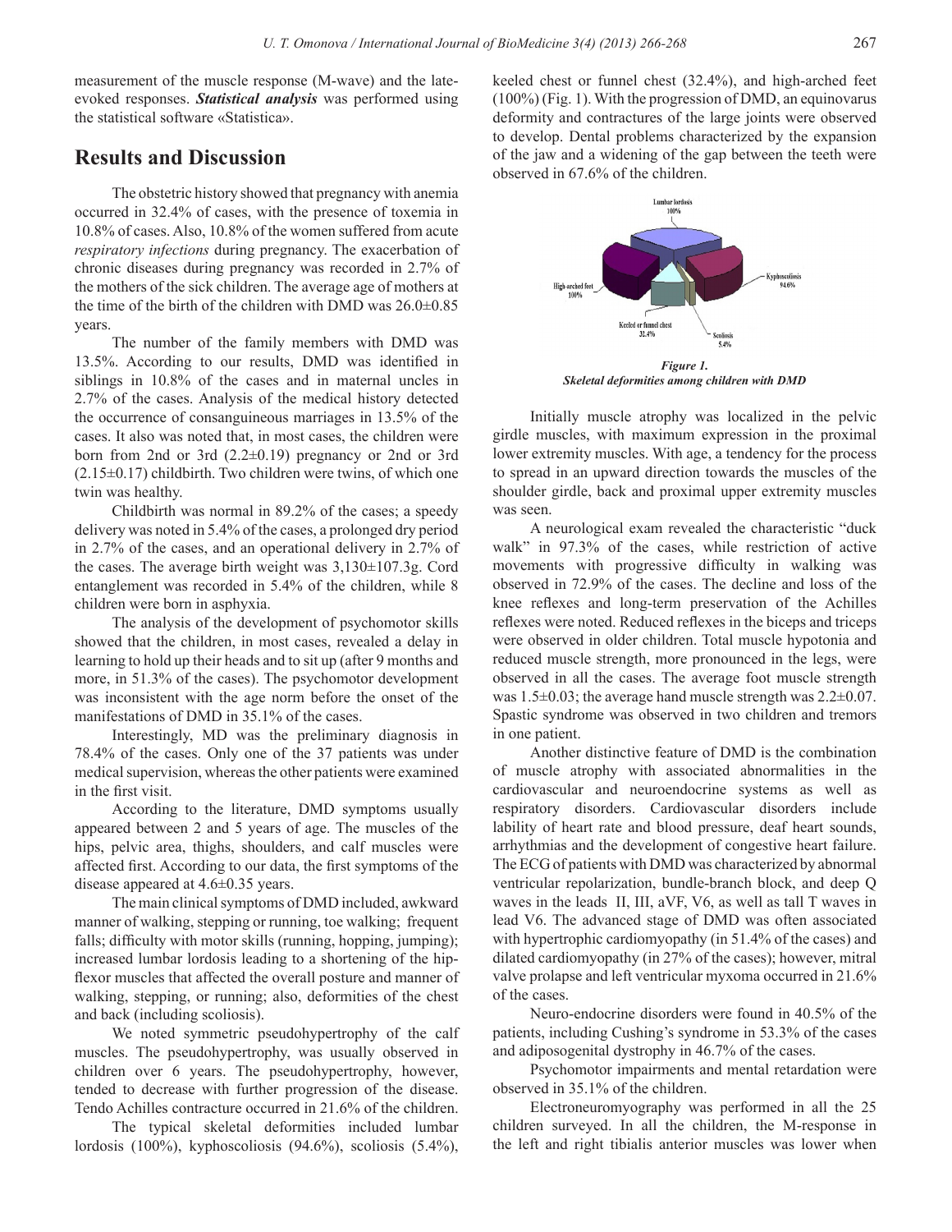measurement of the muscle response (M-wave) and the late-evoked responses. ***Statistical analysis*** was performed using the statistical software «Statistica».

## Results and Discussion

The obstetric history showed that pregnancy with anemia occurred in 32.4% of cases, with the presence of toxemia in 10.8% of cases. Also, 10.8% of the women suffered from acute *respiratory infections* during pregnancy. The exacerbation of chronic diseases during pregnancy was recorded in 2.7% of the mothers of the sick children. The average age of mothers at the time of the birth of the children with DMD was 26.0±0.85 years.

The number of the family members with DMD was 13.5%. According to our results, DMD was identified in siblings in 10.8% of the cases and in maternal uncles in 2.7% of the cases. Analysis of the medical history detected the occurrence of consanguineous marriages in 13.5% of the cases. It also was noted that, in most cases, the children were born from 2nd or 3rd (2.2±0.19) pregnancy or 2nd or 3rd (2.15±0.17) childbirth. Two children were twins, of which one twin was healthy.

Childbirth was normal in 89.2% of the cases; a speedy delivery was noted in 5.4% of the cases, a prolonged dry period in 2.7% of the cases, and an operational delivery in 2.7% of the cases. The average birth weight was 3,130±107.3g. Cord entanglement was recorded in 5.4% of the children, while 8 children were born in asphyxia.

The analysis of the development of psychomotor skills showed that the children, in most cases, revealed a delay in learning to hold up their heads and to sit up (after 9 months and more, in 51.3% of the cases). The psychomotor development was inconsistent with the age norm before the onset of the manifestations of DMD in 35.1% of the cases.

Interestingly, MD was the preliminary diagnosis in 78.4% of the cases. Only one of the 37 patients was under medical supervision, whereas the other patients were examined in the first visit.

According to the literature, DMD symptoms usually appeared between 2 and 5 years of age. The muscles of the hips, pelvic area, thighs, shoulders, and calf muscles were affected first. According to our data, the first symptoms of the disease appeared at 4.6±0.35 years.

The main clinical symptoms of DMD included, awkward manner of walking, stepping or running, toe walking; frequent falls; difficulty with motor skills (running, hopping, jumping); increased lumbar lordosis leading to a shortening of the hip-flexor muscles that affected the overall posture and manner of walking, stepping, or running; also, deformities of the chest and back (including scoliosis).

We noted symmetric pseudohypertrophy of the calf muscles. The pseudohypertrophy, was usually observed in children over 6 years. The pseudohypertrophy, however, tended to decrease with further progression of the disease. Tendo Achilles contracture occurred in 21.6% of the children.

The typical skeletal deformities included lumbar lordosis (100%), kyphoscoliosis (94.6%), scoliosis (5.4%), keeled chest or funnel chest (32.4%), and high-arched feet (100%) (Fig. 1). With the progression of DMD, an equinovarus deformity and contractures of the large joints were observed to develop. Dental problems characterized by the expansion of the jaw and a widening of the gap between the teeth were observed in 67.6% of the children.

Lumbar lordosis 100%; Kyphoscoliosis 94.6%; Scoliosis 5.4%; Keeled or funnel chest 32.4%; High-arched feet 100%

***Figure 1.***
***Skeletal deformities among children with DMD***

Initially muscle atrophy was localized in the pelvic girdle muscles, with maximum expression in the proximal lower extremity muscles. With age, a tendency for the process to spread in an upward direction towards the muscles of the shoulder girdle, back and proximal upper extremity muscles was seen.

A neurological exam revealed the characteristic "duck walk" in 97.3% of the cases, while restriction of active movements with progressive difficulty in walking was observed in 72.9% of the cases. The decline and loss of the knee reflexes and long-term preservation of the Achilles reflexes were noted. Reduced reflexes in the biceps and triceps were observed in older children. Total muscle hypotonia and reduced muscle strength, more pronounced in the legs, were observed in all the cases. The average foot muscle strength was 1.5±0.03; the average hand muscle strength was 2.2±0.07. Spastic syndrome was observed in two children and tremors in one patient.

Another distinctive feature of DMD is the combination of muscle atrophy with associated abnormalities in the cardiovascular and neuroendocrine systems as well as respiratory disorders. Cardiovascular disorders include lability of heart rate and blood pressure, deaf heart sounds, arrhythmias and the development of congestive heart failure. The ECG of patients with DMD was characterized by abnormal ventricular repolarization, bundle-branch block, and deep Q waves in the leads II, III, aVF, V6, as well as tall T waves in lead V6. The advanced stage of DMD was often associated with hypertrophic cardiomyopathy (in 51.4% of the cases) and dilated cardiomyopathy (in 27% of the cases); however, mitral valve prolapse and left ventricular myxoma occurred in 21.6% of the cases.

Neuro-endocrine disorders were found in 40.5% of the patients, including Cushing's syndrome in 53.3% of the cases and adiposogenital dystrophy in 46.7% of the cases.

Psychomotor impairments and mental retardation were observed in 35.1% of the children.

Electroneuromyography was performed in all the 25 children surveyed. In all the children, the M-response in the left and right tibialis anterior muscles was lower when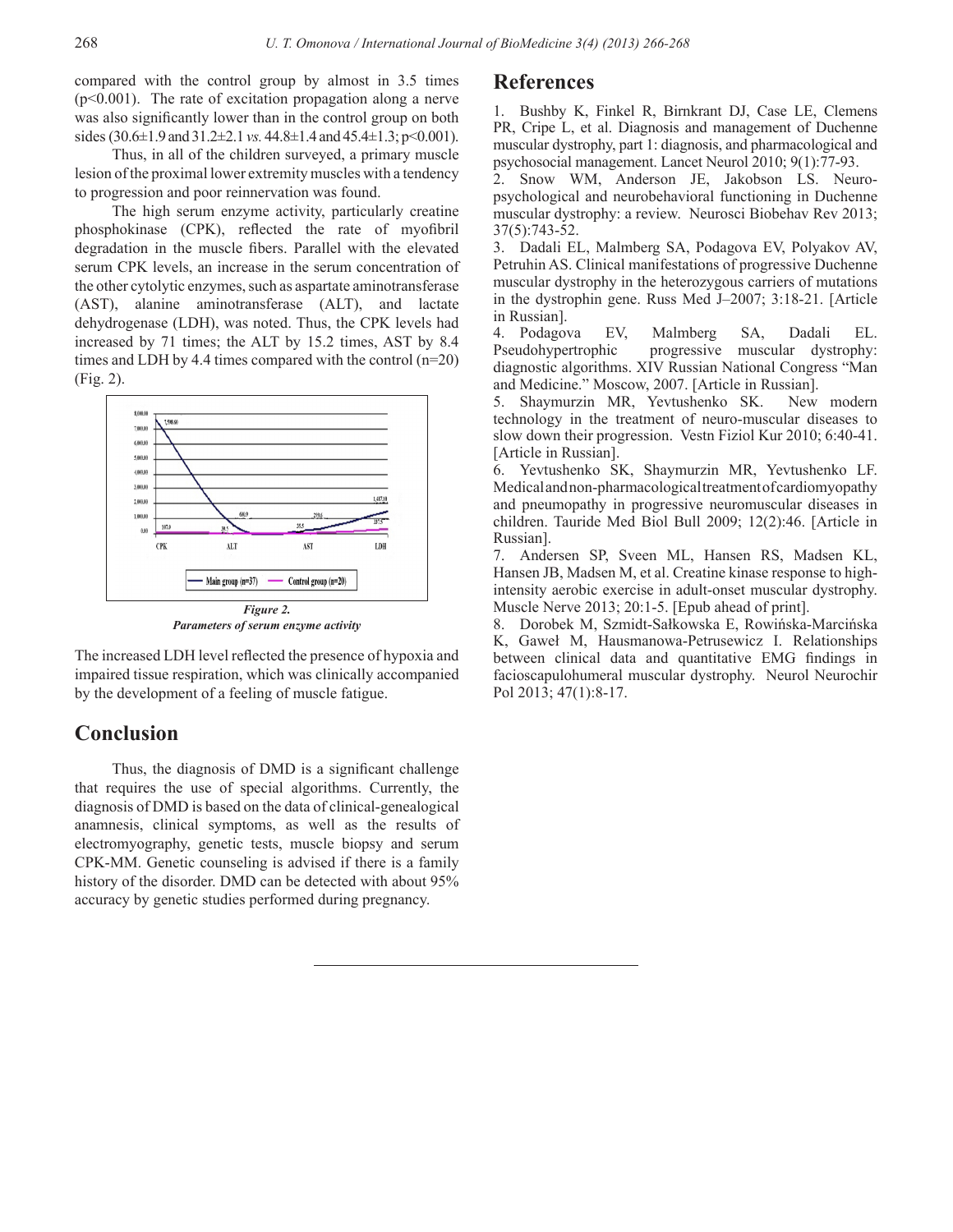compared with the control group by almost in 3.5 times ($p<0.001$). The rate of excitation propagation along a nerve was also significantly lower than in the control group on both sides (30.6±1.9 and 31.2±2.1 *vs.* 44.8±1.4 and 45.4±1.3; $p<0.001$).

Thus, in all of the children surveyed, a primary muscle lesion of the proximal lower extremity muscles with a tendency to progression and poor reinnervation was found.

The high serum enzyme activity, particularly creatine phosphokinase (CPK), reflected the rate of myofibril degradation in the muscle fibers. Parallel with the elevated serum CPK levels, an increase in the serum concentration of the other cytolytic enzymes, such as aspartate aminotransferase (AST), alanine aminotransferase (ALT), and lactate dehydrogenase (LDH), was noted. Thus, the CPK levels had increased by 71 times; the ALT by 15.2 times, AST by 8.4 times and LDH by 4.4 times compared with the control (n=20) (Fig. 2).

8,000.00
7,000.00
6,000.00
5,000.00
4,000.00
3,000.00
2,000.00
1,000.00
0.00

7,598.00
107.0
39.5
600.9
35.5
259.6
1,487.10
337.5

CPK
ALT
AST
LDH

Main group (n=37)
Control group (n=20)

***Figure 2.***
***Parameters of serum enzyme activity***

The increased LDH level reflected the presence of hypoxia and impaired tissue respiration, which was clinically accompanied by the development of a feeling of muscle fatigue.

## Conclusion

Thus, the diagnosis of DMD is a significant challenge that requires the use of special algorithms. Currently, the diagnosis of DMD is based on the data of clinical-genealogical anamnesis, clinical symptoms, as well as the results of electromyography, genetic tests, muscle biopsy and serum CPK-MM. Genetic counseling is advised if there is a family history of the disorder. DMD can be detected with about 95% accuracy by genetic studies performed during pregnancy.

## References

1. Bushby K, Finkel R, Birnkrant DJ, Case LE, Clemens PR, Cripe L, et al. Diagnosis and management of Duchenne muscular dystrophy, part 1: diagnosis, and pharmacological and psychosocial management. Lancet Neurol 2010; 9(1):77-93.
2. Snow WM, Anderson JE, Jakobson LS. Neuropsychological and neurobehavioral functioning in Duchenne muscular dystrophy: a review. Neurosci Biobehav Rev 2013; 37(5):743-52.
3. Dadali EL, Malmberg SA, Podagova EV, Polyakov AV, Petruhin AS. Clinical manifestations of progressive Duchenne muscular dystrophy in the heterozygous carriers of mutations in the dystrophin gene. Russ Med J–2007; 3:18-21. [Article in Russian].
4. Podagova EV, Malmberg SA, Dadali EL. Pseudohypertrophic progressive muscular dystrophy: diagnostic algorithms. XIV Russian National Congress "Man and Medicine." Moscow, 2007. [Article in Russian].
5. Shaymurzin MR, Yevtushenko SK. New modern technology in the treatment of neuro-muscular diseases to slow down their progression. Vestn Fiziol Kur 2010; 6:40-41. [Article in Russian].
6. Yevtushenko SK, Shaymurzin MR, Yevtushenko LF. Medical and non-pharmacological treatment of cardiomyopathy and pneumopathy in progressive neuromuscular diseases in children. Tauride Med Biol Bull 2009; 12(2):46. [Article in Russian].
7. Andersen SP, Sveen ML, Hansen RS, Madsen KL, Hansen JB, Madsen M, et al. Creatine kinase response to high-intensity aerobic exercise in adult-onset muscular dystrophy. Muscle Nerve 2013; 20:1-5. [Epub ahead of print].
8. Dorobek M, Szmidt-Sałkowska E, Rowińska-Marcińska K, Gaweł M, Hausmanowa-Petrusewicz I. Relationships between clinical data and quantitative EMG findings in facioscapulohumeral muscular dystrophy. Neurol Neurochir Pol 2013; 47(1):8-17.